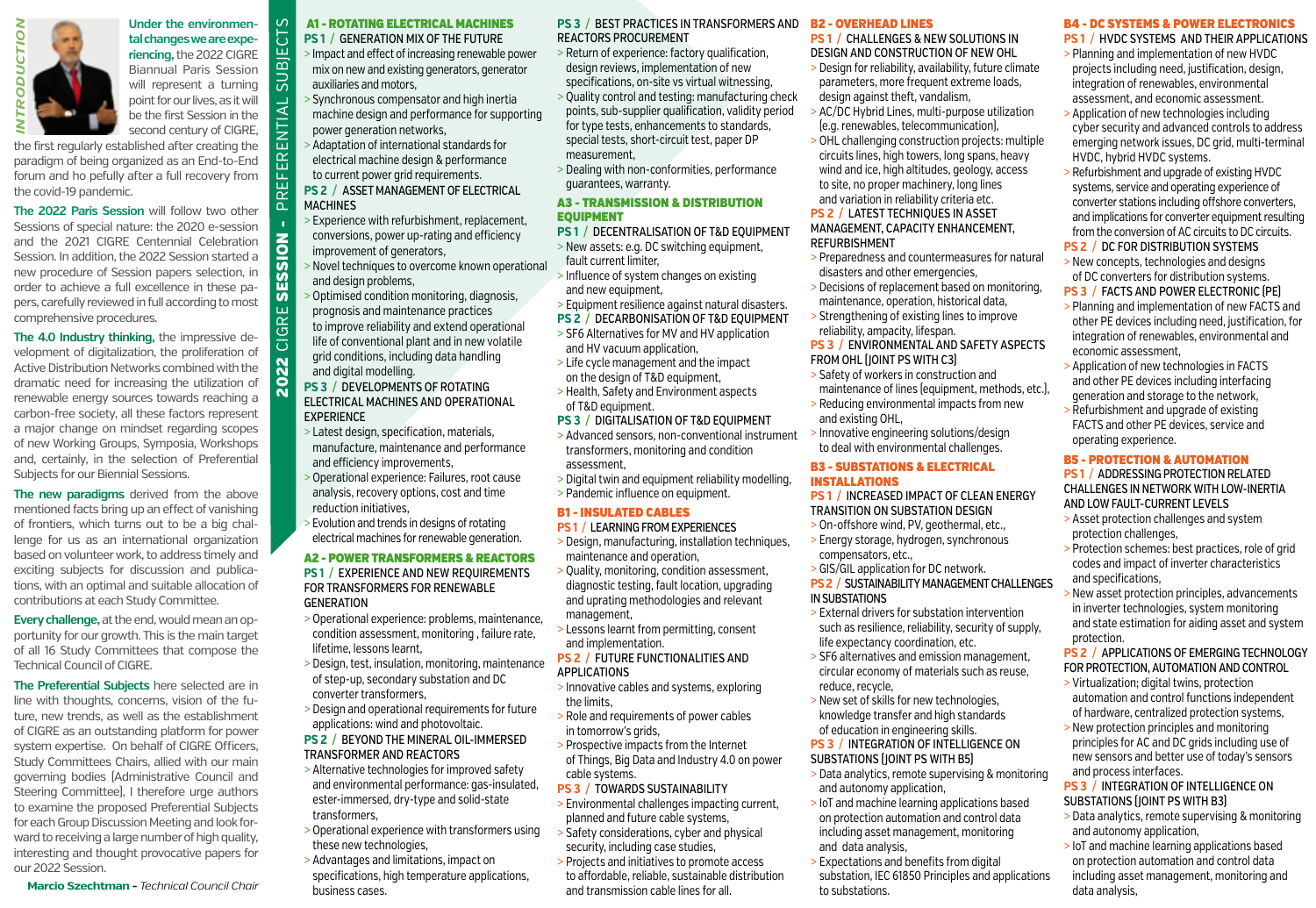# INTRODUCTION

**Under the environmental changes we are experiencing,** the 2022 CIGRE Biannual Paris Session will represent a turning point for our lives, as it will be the first Session in the second century of CIGRE, the first regularly established after creating the paradigm of being organized as an End-to-End forum and ho pefully after a full recovery from the covid-19 pandemic.

**The 2022 Paris Session** will follow two other Sessions of special nature: the 2020 e-session and the 2021 CIGRE Centennial Celebration Session. In addition, the 2022 Session started a new procedure of Session papers selection, in order to achieve a full excellence in these papers, carefully reviewed in full according to most comprehensive procedures.

**The 4.0 Industry thinking,** the impressive development of digitalization, the proliferation of Active Distribution Networks combined with the dramatic need for increasing the utilization of renewable energy sources towards reaching a carbon-free society, all these factors represent a major change on mindset regarding scopes of new Working Groups, Symposia, Workshops and, certainly, in the selection of Preferential Subjects for our Biennial Sessions.

**The new paradigms** derived from the above mentioned facts bring up an effect of vanishing of frontiers, which turns out to be a big challenge for us as an international organization based on volunteer work, to address timely and exciting subjects for discussion and publications, with an optimal and suitable allocation of contributions at each Study Committee.

**Every challenge,** at the end, would mean an opportunity for our growth. This is the main target of all 16 Study Committees that compose the Technical Council of CIGRE.

**The Preferential Subjects** here selected are in line with thoughts, concerns, vision of the future, new trends, as well as the establishment of CIGRE as an outstanding platform for power system expertise. On behalf of CIGRE Officers, Study Committees Chairs, allied with our main governing bodies (Administrative Council and Steering Committee), I therefore urge authors to examine the proposed Preferential Subjects for each Group Discussion Meeting and look forward to receiving a large number of high quality, interesting and thought provocative papers for our 2022 Session.

**Marcio Szechtman** - *Technical Council Chair*

# 2022 CIGRE SESSION - PREFERENTIAL SUBJECTS

## A1 - ROTATING ELECTRICAL MACHINES

### PS 1 / GENERATION MIX OF THE FUTURE

- Impact and effect of increasing renewable power mix on new and existing generators, generator auxiliaries and motors,
- Synchronous compensator and high inertia machine design and performance for supporting power generation networks,
- Adaptation of international standards for electrical machine design & performance to current power grid requirements.

### PS 2 / ASSET MANAGEMENT OF ELECTRICAL MACHINES

- Experience with refurbishment, replacement, conversions, power up-rating and efficiency improvement of generators,
- Novel techniques to overcome known operational and design problems,
- Optimised condition monitoring, diagnosis, prognosis and maintenance practices to improve reliability and extend operational life of conventional plant and in new volatile grid conditions, including data handling and digital modelling.

### PS 3 / DEVELOPMENTS OF ROTATING ELECTRICAL MACHINES AND OPERATIONAL EXPERIENCE

- Latest design, specification, materials, manufacture, maintenance and performance and efficiency improvements,
- Operational experience: Failures, root cause analysis, recovery options, cost and time reduction initiatives,
- Evolution and trends in designs of rotating electrical machines for renewable generation.

## A2 - POWER TRANSFORMERS & REACTORS

### PS 1 / EXPERIENCE AND NEW REQUIREMENTS FOR TRANSFORMERS FOR RENEWABLE GENERATION

- Operational experience: problems, maintenance, condition assessment, monitoring , failure rate, lifetime, lessons learnt,
- Design, test, insulation, monitoring, maintenance of step-up, secondary substation and DC converter transformers,
- Design and operational requirements for future applications: wind and photovoltaic.

### PS 2 / BEYOND THE MINERAL OIL-IMMERSED TRANSFORMER AND REACTORS

- Alternative technologies for improved safety and environmental performance: gas-insulated, ester-immersed, dry-type and solid-state transformers,
- Operational experience with transformers using these new technologies,
- Advantages and limitations, impact on specifications, high temperature applications, business cases.

### PS 3 / BEST PRACTICES IN TRANSFORMERS AND REACTORS PROCUREMENT

- Return of experience: factory qualification, design reviews, implementation of new specifications, on-site vs virtual witnessing,
- Quality control and testing: manufacturing check points, sub-supplier qualification, validity period for type tests, enhancements to standards, special tests, short-circuit test, paper DP measurement,
- Dealing with non-conformities, performance guarantees, warranty.

## A3 - TRANSMISSION & DISTRIBUTION EQUIPMENT

### PS 1 / DECENTRALISATION OF T&D EQUIPMENT

- New assets: e.g. DC switching equipment, fault current limiter,
- Influence of system changes on existing and new equipment,
- Equipment resilience against natural disasters.

### PS 2 / DECARBONISATION OF T&D EQUIPMENT

- SF6 Alternatives for MV and HV application and HV vacuum application,
- Life cycle management and the impact on the design of T&D equipment,
- Health, Safety and Environment aspects of T&D equipment.

### PS 3 / DIGITALISATION OF T&D EQUIPMENT

- Advanced sensors, non-conventional instrument transformers, monitoring and condition assessment,
- Digital twin and equipment reliability modelling,
- Pandemic influence on equipment.

## B1 - INSULATED CABLES

### PS 1 / LEARNING FROM EXPERIENCES

- Design, manufacturing, installation techniques, maintenance and operation,
- Quality, monitoring, condition assessment, diagnostic testing, fault location, upgrading and uprating methodologies and relevant management,
- Lessons learnt from permitting, consent and implementation.

### PS 2 / FUTURE FUNCTIONALITIES AND APPLICATIONS

- Innovative cables and systems, exploring the limits,
- Role and requirements of power cables in tomorrow's grids,
- Prospective impacts from the Internet of Things, Big Data and Industry 4.0 on power cable systems.

### PS 3 / TOWARDS SUSTAINABILITY

- Environmental challenges impacting current, planned and future cable systems,
- Safety considerations, cyber and physical security, including case studies,
- Projects and initiatives to promote access to affordable, reliable, sustainable distribution and transmission cable lines for all.

## B2 - OVERHEAD LINES

### PS 1 / CHALLENGES & NEW SOLUTIONS IN DESIGN AND CONSTRUCTION OF NEW OHL

- Design for reliability, availability, future climate parameters, more frequent extreme loads, design against theft, vandalism,
- AC/DC Hybrid Lines, multi-purpose utilization (e.g. renewables, telecommunication),
- OHL challenging construction projects: multiple circuits lines, high towers, long spans, heavy wind and ice, high altitudes, geology, access to site, no proper machinery, long lines and variation in reliability criteria etc.

### PS 2 / LATEST TECHNIQUES IN ASSET MANAGEMENT, CAPACITY ENHANCEMENT, REFURBISHMENT

- Preparedness and countermeasures for natural disasters and other emergencies,
- Decisions of replacement based on monitoring, maintenance, operation, historical data,
- Strengthening of existing lines to improve reliability, ampacity, lifespan.

### PS 3 / ENVIRONMENTAL AND SAFETY ASPECTS FROM OHL (JOINT PS WITH C3)

- Safety of workers in construction and maintenance of lines (equipment, methods, etc.),
- Reducing environmental impacts from new and existing OHL,
- Innovative engineering solutions/design to deal with environmental challenges.

## B3 - SUBSTATIONS & ELECTRICAL INSTALLATIONS

### PS 1 / INCREASED IMPACT OF CLEAN ENERGY TRANSITION ON SUBSTATION DESIGN

- On-offshore wind, PV, geothermal, etc.,
- Energy storage, hydrogen, synchronous compensators, etc.,
- GIS/GIL application for DC network.

### PS 2 / SUSTAINABILITY MANAGEMENT CHALLENGES IN SUBSTATIONS

- External drivers for substation intervention such as resilience, reliability, security of supply, life expectancy coordination, etc.
- SF6 alternatives and emission management, circular economy of materials such as reuse, reduce, recycle,
- New set of skills for new technologies, knowledge transfer and high standards of education in engineering skills.

### PS 3 / INTEGRATION OF INTELLIGENCE ON SUBSTATIONS (JOINT PS WITH B5)

- Data analytics, remote supervising & monitoring and autonomy application,
- IoT and machine learning applications based on protection automation and control data including asset management, monitoring and data analysis,
- Expectations and benefits from digital substation, IEC 61850 Principles and applications to substations.

## B4 - DC SYSTEMS & POWER ELECTRONICS

### PS 1 / HVDC SYSTEMS AND THEIR APPLICATIONS

- Planning and implementation of new HVDC projects including need, justification, design, integration of renewables, environmental assessment, and economic assessment.
- Application of new technologies including cyber security and advanced controls to address emerging network issues, DC grid, multi-terminal HVDC, hybrid HVDC systems.
- Refurbishment and upgrade of existing HVDC systems, service and operating experience of converter stations including offshore converters, and implications for converter equipment resulting from the conversion of AC circuits to DC circuits.

### PS 2 / DC FOR DISTRIBUTION SYSTEMS

- New concepts, technologies and designs of DC converters for distribution systems.

### PS 3 / FACTS AND POWER ELECTRONIC (PE)

- Planning and implementation of new FACTS and other PE devices including need, justification, for integration of renewables, environmental and economic assessment,
- Application of new technologies in FACTS and other PE devices including interfacing generation and storage to the network,
- Refurbishment and upgrade of existing FACTS and other PE devices, service and operating experience.

## B5 - PROTECTION & AUTOMATION

### PS 1 / ADDRESSING PROTECTION RELATED CHALLENGES IN NETWORK WITH LOW-INERTIA AND LOW FAULT-CURRENT LEVELS

- Asset protection challenges and system protection challenges,
- Protection schemes: best practices, role of grid codes and impact of inverter characteristics and specifications,
- New asset protection principles, advancements in inverter technologies, system monitoring and state estimation for aiding asset and system protection.

### PS 2 / APPLICATIONS OF EMERGING TECHNOLOGY FOR PROTECTION, AUTOMATION AND CONTROL

- Virtualization; digital twins, protection automation and control functions independent of hardware, centralized protection systems,
- New protection principles and monitoring principles for AC and DC grids including use of new sensors and better use of today's sensors and process interfaces.

### PS 3 / INTEGRATION OF INTELLIGENCE ON SUBSTATIONS (JOINT PS WITH B3)

- Data analytics, remote supervising & monitoring and autonomy application,
- IoT and machine learning applications based on protection automation and control data including asset management, monitoring and data analysis,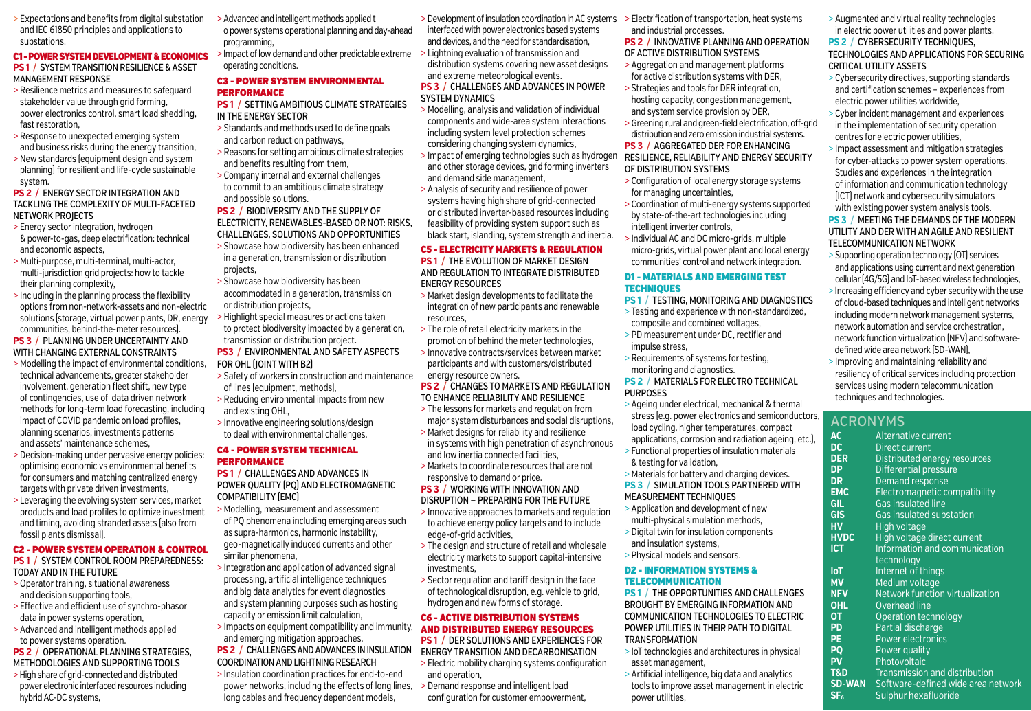- Expectations and benefits from digital substation and IEC 61850 principles and applications to substations.

## C1 - POWER SYSTEM DEVELOPMENT & ECONOMICS

### PS 1 / SYSTEM TRANSITION RESILIENCE & ASSET MANAGEMENT RESPONSE

- Resilience metrics and measures to safeguard stakeholder value through grid forming, power electronics control, smart load shedding, fast restoration,
- Response to unexpected emerging system and business risks during the energy transition,
- New standards (equipment design and system planning) for resilient and life-cycle sustainable system.

### PS 2 / ENERGY SECTOR INTEGRATION AND TACKLING THE COMPLEXITY OF MULTI-FACETED NETWORK PROJECTS

- Energy sector integration, hydrogen & power-to-gas, deep electrification: technical and economic aspects,
- Multi-purpose, multi-terminal, multi-actor, multi-jurisdiction grid projects: how to tackle their planning complexity,
- Including in the planning process the flexibility options from non-network-assets and non-electric solutions (storage, virtual power plants, DR, energy communities, behind-the-meter resources).

### PS 3 / PLANNING UNDER UNCERTAINTY AND WITH CHANGING EXTERNAL CONSTRAINTS

- Modelling the impact of environmental conditions, technical advancements, greater stakeholder involvement, generation fleet shift, new type of contingencies, use of data driven network methods for long-term load forecasting, including impact of COVID pandemic on load profiles, planning scenarios, investments patterns and assets' maintenance schemes,
- Decision-making under pervasive energy policies: optimising economic vs environmental benefits for consumers and matching centralized energy targets with private driven investments,
- Leveraging the evolving system services, market products and load profiles to optimize investment and timing, avoiding stranded assets (also from fossil plants dismissal).

## C2 - POWER SYSTEM OPERATION & CONTROL

### PS 1 / SYSTEM CONTROL ROOM PREPAREDNESS: TODAY AND IN THE FUTURE

- Operator training, situational awareness and decision supporting tools,
- Effective and efficient use of synchro-phasor data in power systems operation,
- Advanced and intelligent methods applied to power systems operation.

### PS 2 / OPERATIONAL PLANNING STRATEGIES, METHODOLOGIES AND SUPPORTING TOOLS

- High share of grid-connected and distributed power electronic interfaced resources including hybrid AC-DC systems,
- Advanced and intelligent methods applied t o power systems operational planning and day-ahead programming,
- Impact of low demand and other predictable extreme operating conditions.

## C3 - POWER SYSTEM ENVIRONMENTAL PERFORMANCE

### PS 1 / SETTING AMBITIOUS CLIMATE STRATEGIES IN THE ENERGY SECTOR

- Standards and methods used to define goals and carbon reduction pathways,
- Reasons for setting ambitious climate strategies and benefits resulting from them,
- Company internal and external challenges to commit to an ambitious climate strategy and possible solutions.

### PS 2 / BIODIVERSITY AND THE SUPPLY OF ELECTRICITY, RENEWABLES-BASED OR NOT: RISKS, CHALLENGES, SOLUTIONS AND OPPORTUNITIES

- Showcase how biodiversity has been enhanced in a generation, transmission or distribution projects,
- Showcase how biodiversity has been accommodated in a generation, transmission or distribution projects,
- Highlight special measures or actions taken to protect biodiversity impacted by a generation, transmission or distribution project.

### PS3 / ENVIRONMENTAL AND SAFETY ASPECTS FOR OHL (JOINT WITH B2)

- Safety of workers in construction and maintenance of lines (equipment, methods),
- Reducing environmental impacts from new and existing OHL,
- Innovative engineering solutions/design to deal with environmental challenges.

## C4 - POWER SYSTEM TECHNICAL PERFORMANCE

### PS 1 / CHALLENGES AND ADVANCES IN POWER QUALITY (PQ) AND ELECTROMAGNETIC COMPATIBILITY (EMC)

- Modelling, measurement and assessment of PQ phenomena including emerging areas such as supra-harmonics, harmonic instability, geo-magnetically induced currents and other similar phenomena,
- Integration and application of advanced signal processing, artificial intelligence techniques and big data analytics for event diagnostics and system planning purposes such as hosting capacity or emission limit calculation,
- Impacts on equipment compatibility and immunity, and emerging mitigation approaches.

### PS 2 / CHALLENGES AND ADVANCES IN INSULATION COORDINATION AND LIGHTNING RESEARCH

- Insulation coordination practices for end-to-end power networks, including the effects of long lines, long cables and frequency dependent models,
- Development of insulation coordination in AC systems interfaced with power electronics based systems and devices, and the need for standardisation,
- Lightning evaluation of transmission and distribution systems covering new asset designs and extreme meteorological events.

### PS 3 / CHALLENGES AND ADVANCES IN POWER SYSTEM DYNAMICS

- Modelling, analysis and validation of individual components and wide-area system interactions including system level protection schemes considering changing system dynamics,
- Impact of emerging technologies such as hydrogen and other storage devices, grid forming inverters and demand side management,
- Analysis of security and resilience of power systems having high share of grid-connected or distributed inverter-based resources including feasibility of providing system support such as black start, islanding, system strength and inertia.

## C5 - ELECTRICITY MARKETS & REGULATION

### PS 1 / THE EVOLUTION OF MARKET DESIGN AND REGULATION TO INTEGRATE DISTRIBUTED ENERGY RESOURCES

- Market design developments to facilitate the integration of new participants and renewable resources,
- The role of retail electricity markets in the promotion of behind the meter technologies,
- Innovative contracts/services between market participants and with customers/distributed energy resource owners.

### PS 2 / CHANGES TO MARKETS AND REGULATION TO ENHANCE RELIABILITY AND RESILIENCE

- The lessons for markets and regulation from major system disturbances and social disruptions,
- Market designs for reliability and resilience in systems with high penetration of asynchronous and low inertia connected facilities,
- Markets to coordinate resources that are not responsive to demand or price.

### PS 3 / WORKING WITH INNOVATION AND DISRUPTION – PREPARING FOR THE FUTURE

- Innovative approaches to markets and regulation to achieve energy policy targets and to include edge-of-grid activities,
- The design and structure of retail and wholesale electricity markets to support capital-intensive investments,
- Sector regulation and tariff design in the face of technological disruption, e.g. vehicle to grid, hydrogen and new forms of storage.

## C6 - ACTIVE DISTRIBUTION SYSTEMS AND DISTRIBUTED ENERGY RESOURCES

### PS 1 / DER SOLUTIONS AND EXPERIENCES FOR ENERGY TRANSITION AND DECARBONISATION

- Electric mobility charging systems configuration and operation,
- Demand response and intelligent load configuration for customer empowerment,
- Electrification of transportation, heat systems and industrial processes.

### PS 2 / INNOVATIVE PLANNING AND OPERATION OF ACTIVE DISTRIBUTION SYSTEMS

- Aggregation and management platforms for active distribution systems with DER,
- Strategies and tools for DER integration, hosting capacity, congestion management, and system service provision by DER,
- Greening rural and green-field electrification, off-grid distribution and zero emission industrial systems.

### PS 3 / AGGREGATED DER FOR ENHANCING RESILIENCE, RELIABILITY AND ENERGY SECURITY OF DISTRIBUTION SYSTEMS

- Configuration of local energy storage systems for managing uncertainties,
- Coordination of multi-energy systems supported by state-of-the-art technologies including intelligent inverter controls,
- Individual AC and DC micro-grids, multiple micro-grids, virtual power plant and local energy communities' control and network integration.

## D1 - MATERIALS AND EMERGING TEST TECHNIQUES

### PS 1 / TESTING, MONITORING AND DIAGNOSTICS

- Testing and experience with non-standardized, composite and combined voltages,
- PD measurement under DC, rectifier and impulse stress,
- Requirements of systems for testing, monitoring and diagnostics.

### PS 2 / MATERIALS FOR ELECTRO TECHNICAL PURPOSES

- Ageing under electrical, mechanical & thermal stress (e.g. power electronics and semiconductors, load cycling, higher temperatures, compact applications, corrosion and radiation ageing, etc.),
- Functional properties of insulation materials & testing for validation,
- Materials for battery and charging devices.

### PS 3 / SIMULATION TOOLS PARTNERED WITH MEASUREMENT TECHNIQUES

- Application and development of new multi-physical simulation methods,
- Digital twin for insulation components and insulation systems,
- Physical models and sensors.

## D2 - INFORMATION SYSTEMS & TELECOMMUNICATION

### PS 1 / THE OPPORTUNITIES AND CHALLENGES BROUGHT BY EMERGING INFORMATION AND COMMUNICATION TECHNOLOGIES TO ELECTRIC POWER UTILITIES IN THEIR PATH TO DIGITAL TRANSFORMATION

- IoT technologies and architectures in physical asset management,
- Artificial intelligence, big data and analytics tools to improve asset management in electric power utilities,
- Augmented and virtual reality technologies in electric power utilities and power plants.

### PS 2 / CYBERSECURITY TECHNIQUES, TECHNOLOGIES AND APPLICATIONS FOR SECURING CRITICAL UTILITY ASSETS

- Cybersecurity directives, supporting standards and certification schemes – experiences from electric power utilities worldwide,
- Cyber incident management and experiences in the implementation of security operation centres for electric power utilities,
- Impact assessment and mitigation strategies for cyber-attacks to power system operations. Studies and experiences in the integration of information and communication technology (ICT) network and cybersecurity simulators with existing power system analysis tools.

### PS 3 / MEETING THE DEMANDS OF THE MODERN UTILITY AND DER WITH AN AGILE AND RESILIENT TELECOMMUNICATION NETWORK

- Supporting operation technology (OT) services and applications using current and next generation cellular (4G/5G) and IoT-based wireless technologies,
- Increasing efficiency and cyber security with the use of cloud-based techniques and intelligent networks including modern network management systems, network automation and service orchestration, network function virtualization (NFV) and software-defined wide area network (SD-WAN),
- Improving and maintaining reliability and resiliency of critical services including protection services using modern telecommunication techniques and technologies.

## ACRONYMS

| | |
|---|---|
| AC | Alternative current |
| DC | Direct current |
| DER | Distributed energy resources |
| DP | Differential pressure |
| DR | Demand response |
| EMC | Electromagnetic compatibility |
| GIL | Gas insulated line |
| GIS | Gas insulated substation |
| HV | High voltage |
| HVDC | High voltage direct current |
| ICT | Information and communication technology |
| IoT | Internet of things |
| MV | Medium voltage |
| NFV | Network function virtualization |
| OHL | Overhead line |
| OT | Operation technology |
| PD | Partial discharge |
| PE | Power electronics |
| PQ | Power quality |
| PV | Photovoltaic |
| T&D | Transmission and distribution |
| SD-WAN | Software-defined wide area network |
| $SF_6$ | Sulphur hexafluoride |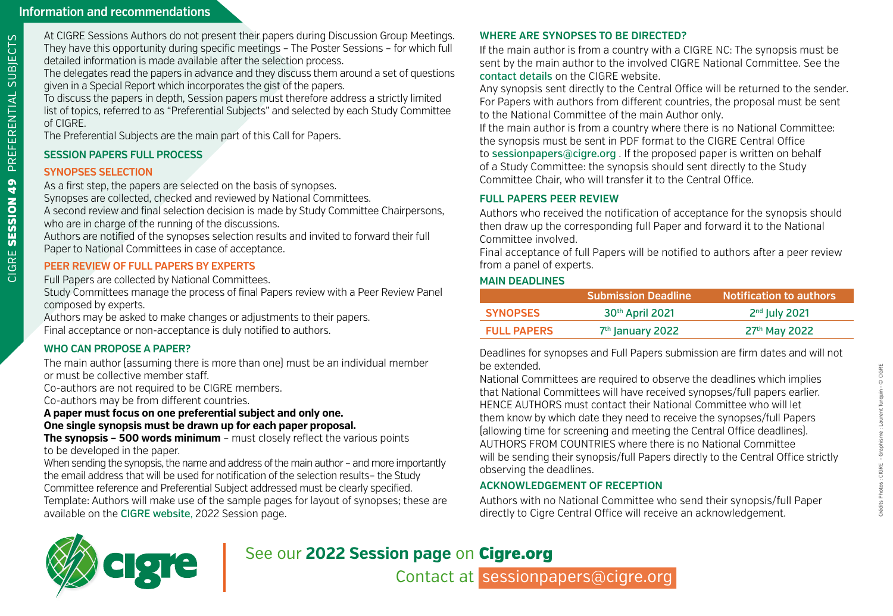## Information and recommendations

At CIGRE Sessions Authors do not present their papers during Discussion Group Meetings. They have this opportunity during specific meetings – The Poster Sessions – for which full detailed information is made available after the selection process.

The delegates read the papers in advance and they discuss them around a set of questions given in a Special Report which incorporates the gist of the papers.

To discuss the papers in depth, Session papers must therefore address a strictly limited list of topics, referred to as "Preferential Subjects" and selected by each Study Committee of CIGRE.

The Preferential Subjects are the main part of this Call for Papers.

### SESSION PAPERS FULL PROCESS

#### SYNOPSES SELECTION

As a first step, the papers are selected on the basis of synopses.

Synopses are collected, checked and reviewed by National Committees.

A second review and final selection decision is made by Study Committee Chairpersons, who are in charge of the running of the discussions.

Authors are notified of the synopses selection results and invited to forward their full Paper to National Committees in case of acceptance.

#### PEER REVIEW OF FULL PAPERS BY EXPERTS

Full Papers are collected by National Committees.

Study Committees manage the process of final Papers review with a Peer Review Panel composed by experts.

Authors may be asked to make changes or adjustments to their papers.

Final acceptance or non-acceptance is duly notified to authors.

### WHO CAN PROPOSE A PAPER?

The main author (assuming there is more than one) must be an individual member or must be collective member staff.

Co-authors are not required to be CIGRE members.

Co-authors may be from different countries.

**A paper must focus on one preferential subject and only one.**

**One single synopsis must be drawn up for each paper proposal.**

**The synopsis – 500 words minimum** – must closely reflect the various points to be developed in the paper.

When sending the synopsis, the name and address of the main author – and more importantly the email address that will be used for notification of the selection results– the Study Committee reference and Preferential Subject addressed must be clearly specified.

Template: Authors will make use of the sample pages for layout of synopses; these are available on the CIGRE website, 2022 Session page.

### WHERE ARE SYNOPSES TO BE DIRECTED?

If the main author is from a country with a CIGRE NC: The synopsis must be sent by the main author to the involved CIGRE National Committee. See the contact details on the CIGRE website.

Any synopsis sent directly to the Central Office will be returned to the sender. For Papers with authors from different countries, the proposal must be sent to the National Committee of the main Author only.

If the main author is from a country where there is no National Committee: the synopsis must be sent in PDF format to the CIGRE Central Office to sessionpapers@cigre.org . If the proposed paper is written on behalf of a Study Committee: the synopsis should sent directly to the Study Committee Chair, who will transfer it to the Central Office.

### FULL PAPERS PEER REVIEW

Authors who received the notification of acceptance for the synopsis should then draw up the corresponding full Paper and forward it to the National Committee involved.

Final acceptance of full Papers will be notified to authors after a peer review from a panel of experts.

### MAIN DEADLINES

| | Submission Deadline | Notification to authors |
|---|---|---|
| **SYNOPSES** | 30th April 2021 | 2nd July 2021 |
| **FULL PAPERS** | 7th January 2022 | 27th May 2022 |

Deadlines for synopses and Full Papers submission are firm dates and will not be extended.

National Committees are required to observe the deadlines which implies that National Committees will have received synopses/full papers earlier. HENCE AUTHORS must contact their National Committee who will let them know by which date they need to receive the synopses/full Papers (allowing time for screening and meeting the Central Office deadlines). AUTHORS FROM COUNTRIES where there is no National Committee will be sending their synopsis/full Papers directly to the Central Office strictly observing the deadlines.

### ACKNOWLEDGEMENT OF RECEPTION

Authors with no National Committee who send their synopsis/full Paper directly to Cigre Central Office will receive an acknowledgement.

See our **2022 Session page** on **Cigre.org**

Contact at sessionpapers@cigre.org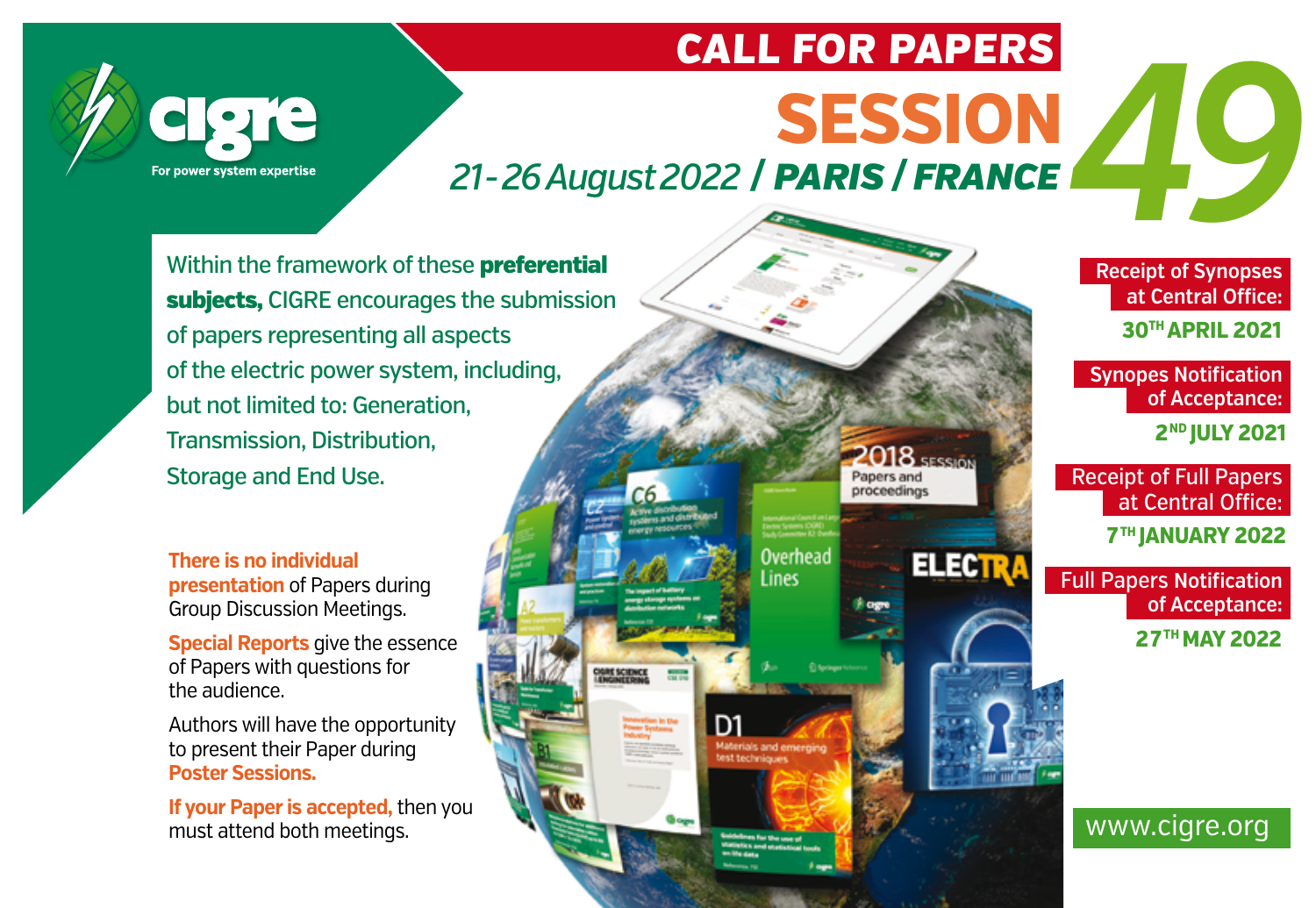# CALL FOR PAPERS

# SESSION 49

*21-26 August 2022* / ***PARIS / FRANCE***

cigre — For power system expertise

Within the framework of these **preferential subjects,** CIGRE encourages the submission of papers representing all aspects of the electric power system, including, but not limited to: Generation, Transmission, Distribution, Storage and End Use.

**There is no individual presentation** of Papers during Group Discussion Meetings.

**Special Reports** give the essence of Papers with questions for the audience.

Authors will have the opportunity to present their Paper during **Poster Sessions.**

**If your Paper is accepted,** then you must attend both meetings.

**Receipt of Synopses at Central Office:**
**30TH APRIL 2021**

**Synopes Notification of Acceptance:**
**2ND JULY 2021**

**Receipt of Full Papers at Central Office:**
**7TH JANUARY 2022**

**Full Papers Notification of Acceptance:**
**27TH MAY 2022**

www.cigre.org